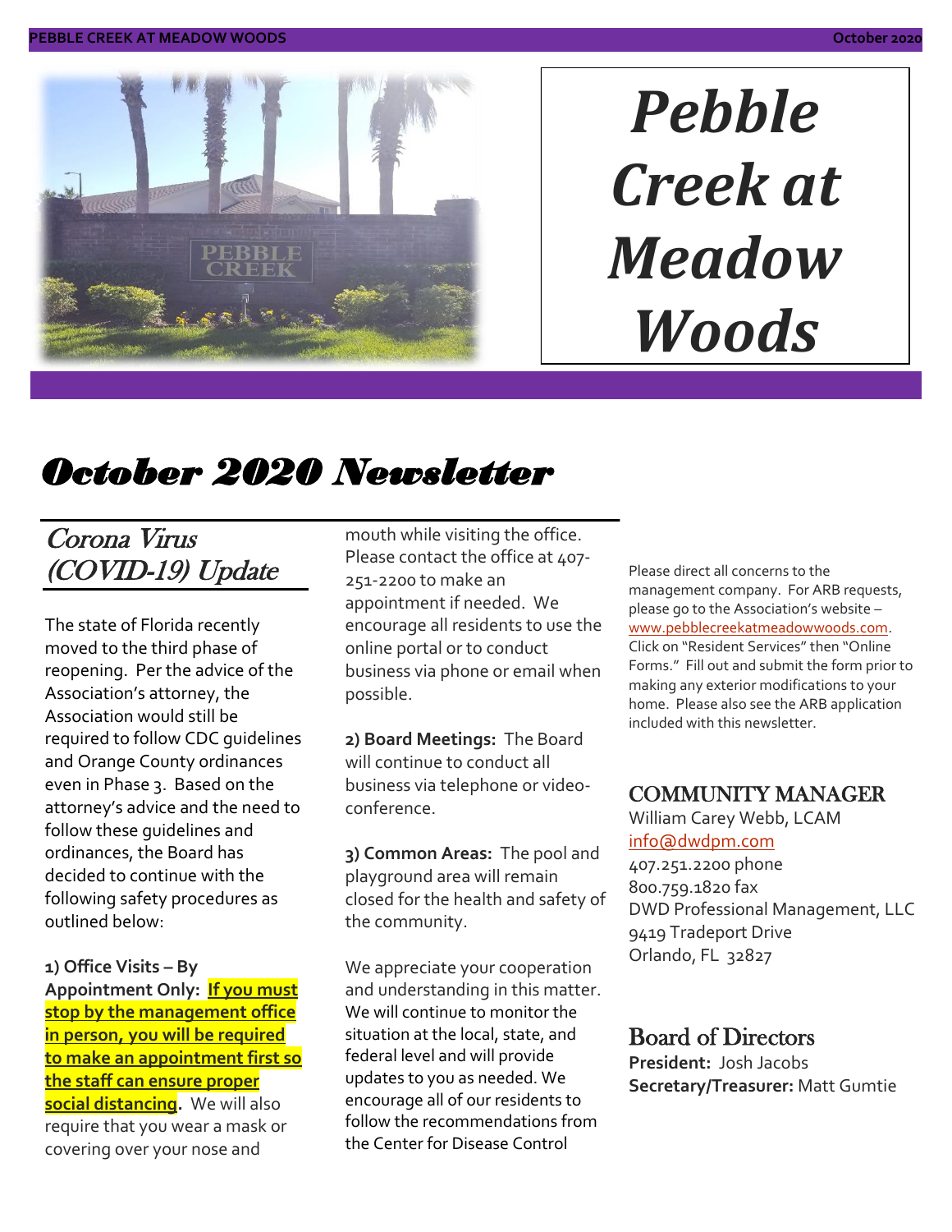# Pebble Creek at Meadow Woods

## October 2020 Newsletter

### Corona Virus (COVID-19) Update

The state of Florida recently moved to the third phase of reopening. Per the advice of the Association's attorney, the Association would still be required to follow CDC guidelines and Orange County ordinances even in Phase 3. Based on the attorney's advice and the need to follow these guidelines and ordinances, the Board has decided to continue with the following safety procedures as outlined below:

**1) Office Visits – By Appointment Only:** **If you must stop by the management office in person, you will be required to make an appointment first so the staff can ensure proper social distancing.** We will also require that you wear a mask or covering over your nose and mouth while visiting the office. Please contact the office at 407-251-2200 to make an appointment if needed. We encourage all residents to use the online portal or to conduct business via phone or email when possible.

**2) Board Meetings:** The Board will continue to conduct all business via telephone or video-conference.

**3) Common Areas:** The pool and playground area will remain closed for the health and safety of the community.

We appreciate your cooperation and understanding in this matter. We will continue to monitor the situation at the local, state, and federal level and will provide updates to you as needed. We encourage all of our residents to follow the recommendations from the Center for Disease Control

Please direct all concerns to the management company. For ARB requests, please go to the Association's website – www.pebblecreekatmeadowwoods.com. Click on "Resident Services" then "Online Forms." Fill out and submit the form prior to making any exterior modifications to your home. Please also see the ARB application included with this newsletter.

### COMMUNITY MANAGER

William Carey Webb, LCAM
info@dwdpm.com
407.251.2200 phone
800.759.1820 fax
DWD Professional Management, LLC
9419 Tradeport Drive
Orlando, FL 32827

### Board of Directors

**President:** Josh Jacobs
**Secretary/Treasurer:** Matt Gumtie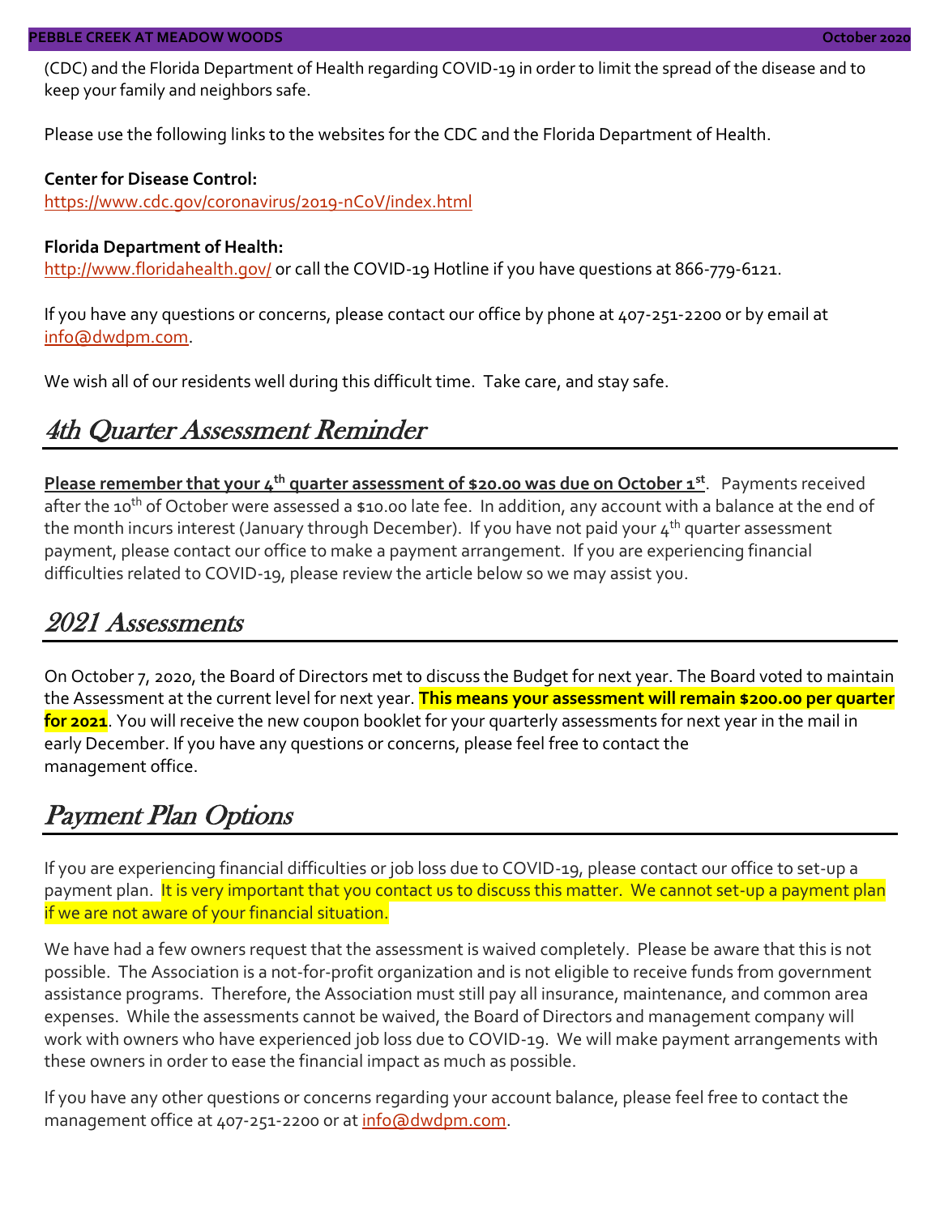(CDC) and the Florida Department of Health regarding COVID-19 in order to limit the spread of the disease and to keep your family and neighbors safe.

Please use the following links to the websites for the CDC and the Florida Department of Health.

**Center for Disease Control:**
https://www.cdc.gov/coronavirus/2019-nCoV/index.html

**Florida Department of Health:**
http://www.floridahealth.gov/ or call the COVID-19 Hotline if you have questions at 866-779-6121.

If you have any questions or concerns, please contact our office by phone at 407-251-2200 or by email at info@dwdpm.com.

We wish all of our residents well during this difficult time. Take care, and stay safe.

## 4th Quarter Assessment Reminder

**Please remember that your 4th quarter assessment of $20.00 was due on October 1st**. Payments received after the 10th of October were assessed a $10.00 late fee. In addition, any account with a balance at the end of the month incurs interest (January through December). If you have not paid your 4th quarter assessment payment, please contact our office to make a payment arrangement. If you are experiencing financial difficulties related to COVID-19, please review the article below so we may assist you.

## 2021 Assessments

On October 7, 2020, the Board of Directors met to discuss the Budget for next year. The Board voted to maintain the Assessment at the current level for next year. **This means your assessment will remain $200.00 per quarter for 2021**. You will receive the new coupon booklet for your quarterly assessments for next year in the mail in early December. If you have any questions or concerns, please feel free to contact the management office.

## Payment Plan Options

If you are experiencing financial difficulties or job loss due to COVID-19, please contact our office to set-up a payment plan. It is very important that you contact us to discuss this matter. We cannot set-up a payment plan if we are not aware of your financial situation.

We have had a few owners request that the assessment is waived completely. Please be aware that this is not possible. The Association is a not-for-profit organization and is not eligible to receive funds from government assistance programs. Therefore, the Association must still pay all insurance, maintenance, and common area expenses. While the assessments cannot be waived, the Board of Directors and management company will work with owners who have experienced job loss due to COVID-19. We will make payment arrangements with these owners in order to ease the financial impact as much as possible.

If you have any other questions or concerns regarding your account balance, please feel free to contact the management office at 407-251-2200 or at info@dwdpm.com.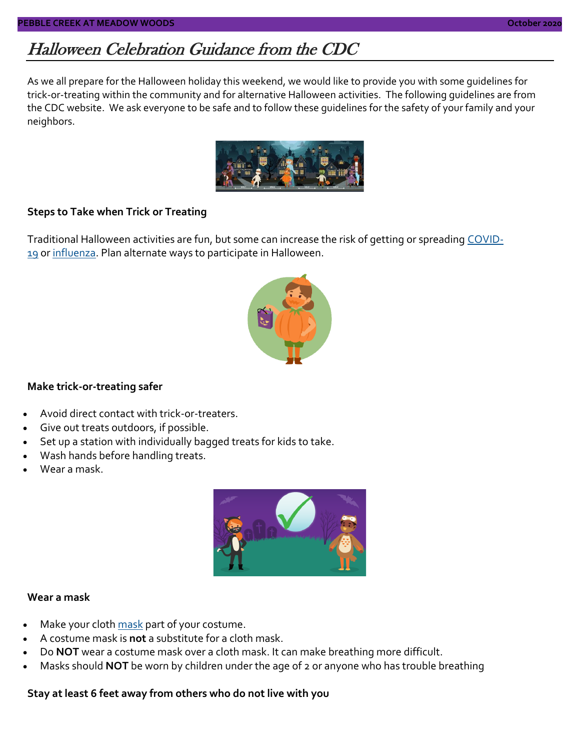# Halloween Celebration Guidance from the CDC

As we all prepare for the Halloween holiday this weekend, we would like to provide you with some guidelines for trick-or-treating within the community and for alternative Halloween activities. The following guidelines are from the CDC website. We ask everyone to be safe and to follow these guidelines for the safety of your family and your neighbors.

### Steps to Take when Trick or Treating

Traditional Halloween activities are fun, but some can increase the risk of getting or spreading COVID-19 or influenza. Plan alternate ways to participate in Halloween.

### Make trick-or-treating safer

- Avoid direct contact with trick-or-treaters.
- Give out treats outdoors, if possible.
- Set up a station with individually bagged treats for kids to take.
- Wash hands before handling treats.
- Wear a mask.

### Wear a mask

- Make your cloth mask part of your costume.
- A costume mask is **not** a substitute for a cloth mask.
- Do **NOT** wear a costume mask over a cloth mask. It can make breathing more difficult.
- Masks should **NOT** be worn by children under the age of 2 or anyone who has trouble breathing

### Stay at least 6 feet away from others who do not live with you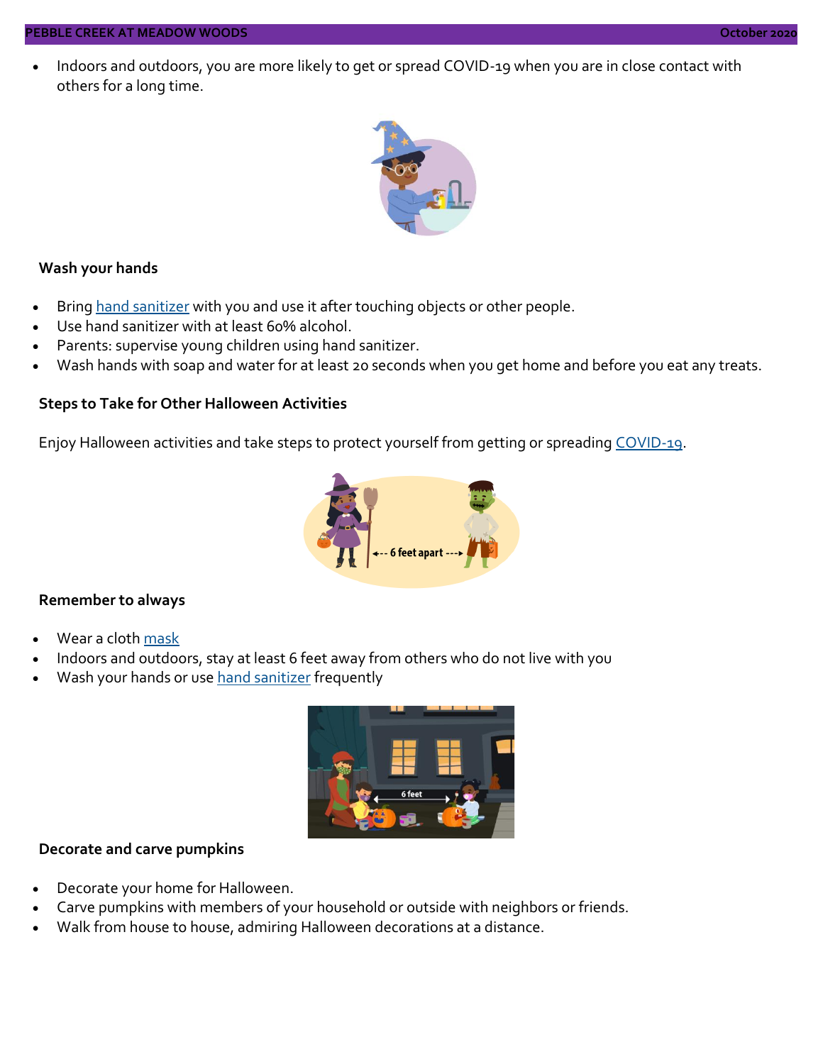- Indoors and outdoors, you are more likely to get or spread COVID-19 when you are in close contact with others for a long time.

**Wash your hands**

- Bring hand sanitizer with you and use it after touching objects or other people.
- Use hand sanitizer with at least 60% alcohol.
- Parents: supervise young children using hand sanitizer.
- Wash hands with soap and water for at least 20 seconds when you get home and before you eat any treats.

**Steps to Take for Other Halloween Activities**

Enjoy Halloween activities and take steps to protect yourself from getting or spreading COVID-19.

**Remember to always**

- Wear a cloth mask
- Indoors and outdoors, stay at least 6 feet away from others who do not live with you
- Wash your hands or use hand sanitizer frequently

**Decorate and carve pumpkins**

- Decorate your home for Halloween.
- Carve pumpkins with members of your household or outside with neighbors or friends.
- Walk from house to house, admiring Halloween decorations at a distance.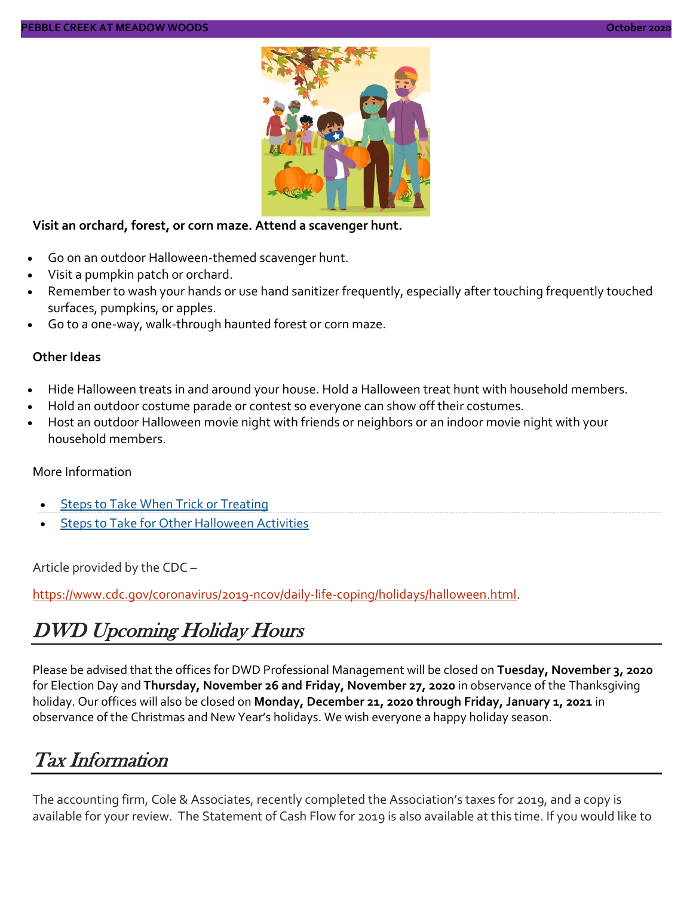**Visit an orchard, forest, or corn maze. Attend a scavenger hunt.**

- Go on an outdoor Halloween-themed scavenger hunt.
- Visit a pumpkin patch or orchard.
- Remember to wash your hands or use hand sanitizer frequently, especially after touching frequently touched surfaces, pumpkins, or apples.
- Go to a one-way, walk-through haunted forest or corn maze.

**Other Ideas**

- Hide Halloween treats in and around your house. Hold a Halloween treat hunt with household members.
- Hold an outdoor costume parade or contest so everyone can show off their costumes.
- Host an outdoor Halloween movie night with friends or neighbors or an indoor movie night with your household members.

More Information

- Steps to Take When Trick or Treating
- Steps to Take for Other Halloween Activities

Article provided by the CDC –

https://www.cdc.gov/coronavirus/2019-ncov/daily-life-coping/holidays/halloween.html.

## DWD Upcoming Holiday Hours

Please be advised that the offices for DWD Professional Management will be closed on **Tuesday, November 3, 2020** for Election Day and **Thursday, November 26 and Friday, November 27, 2020** in observance of the Thanksgiving holiday. Our offices will also be closed on **Monday, December 21, 2020 through Friday, January 1, 2021** in observance of the Christmas and New Year's holidays. We wish everyone a happy holiday season.

## Tax Information

The accounting firm, Cole & Associates, recently completed the Association's taxes for 2019, and a copy is available for your review. The Statement of Cash Flow for 2019 is also available at this time. If you would like to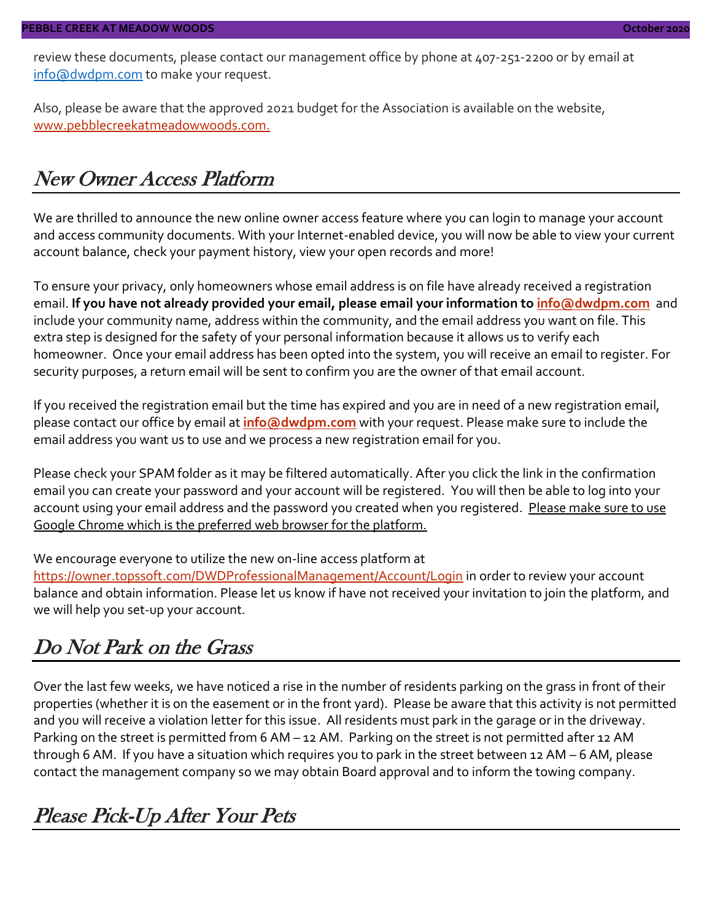review these documents, please contact our management office by phone at 407-251-2200 or by email at info@dwdpm.com to make your request.

Also, please be aware that the approved 2021 budget for the Association is available on the website, www.pebblecreekatmeadowwoods.com.

## New Owner Access Platform

We are thrilled to announce the new online owner access feature where you can login to manage your account and access community documents. With your Internet-enabled device, you will now be able to view your current account balance, check your payment history, view your open records and more!

To ensure your privacy, only homeowners whose email address is on file have already received a registration email. **If you have not already provided your email, please email your information to info@dwdpm.com** and include your community name, address within the community, and the email address you want on file. This extra step is designed for the safety of your personal information because it allows us to verify each homeowner. Once your email address has been opted into the system, you will receive an email to register. For security purposes, a return email will be sent to confirm you are the owner of that email account.

If you received the registration email but the time has expired and you are in need of a new registration email, please contact our office by email at **info@dwdpm.com** with your request. Please make sure to include the email address you want us to use and we process a new registration email for you.

Please check your SPAM folder as it may be filtered automatically. After you click the link in the confirmation email you can create your password and your account will be registered. You will then be able to log into your account using your email address and the password you created when you registered. Please make sure to use Google Chrome which is the preferred web browser for the platform.

We encourage everyone to utilize the new on-line access platform at https://owner.topssoft.com/DWDProfessionalManagement/Account/Login in order to review your account balance and obtain information. Please let us know if have not received your invitation to join the platform, and we will help you set-up your account.

## Do Not Park on the Grass

Over the last few weeks, we have noticed a rise in the number of residents parking on the grass in front of their properties (whether it is on the easement or in the front yard). Please be aware that this activity is not permitted and you will receive a violation letter for this issue. All residents must park in the garage or in the driveway. Parking on the street is permitted from 6 AM – 12 AM. Parking on the street is not permitted after 12 AM through 6 AM. If you have a situation which requires you to park in the street between 12 AM – 6 AM, please contact the management company so we may obtain Board approval and to inform the towing company.

## Please Pick-Up After Your Pets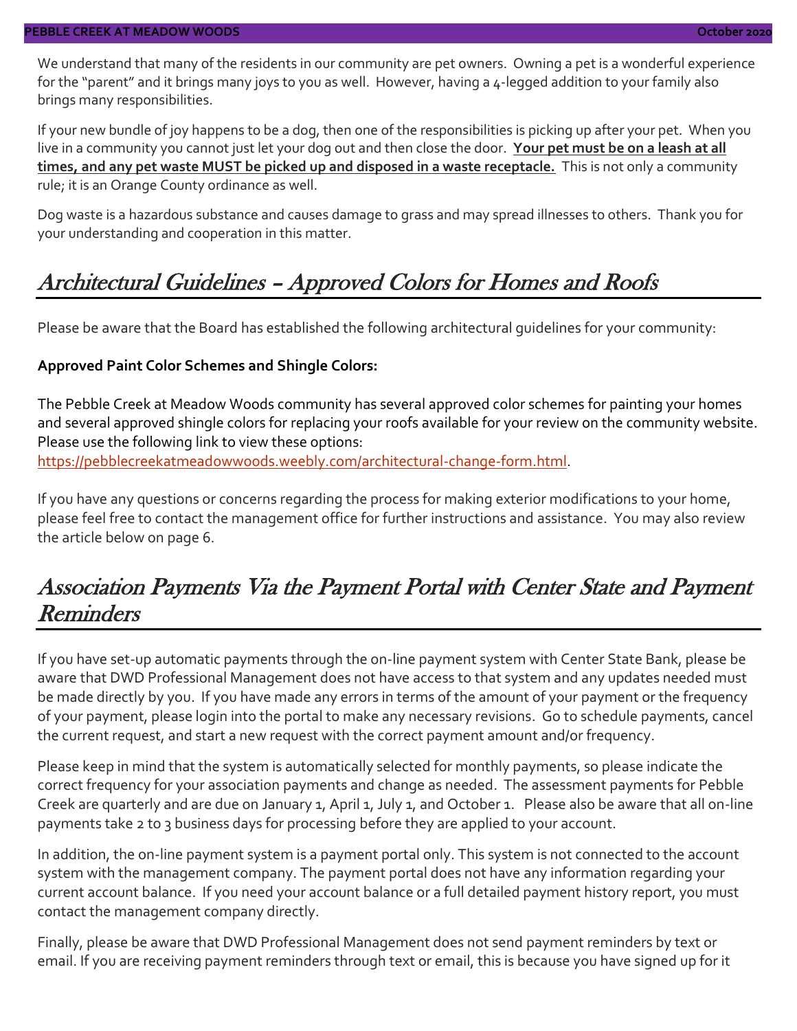We understand that many of the residents in our community are pet owners. Owning a pet is a wonderful experience for the "parent" and it brings many joys to you as well. However, having a 4-legged addition to your family also brings many responsibilities.

If your new bundle of joy happens to be a dog, then one of the responsibilities is picking up after your pet. When you live in a community you cannot just let your dog out and then close the door. **Your pet must be on a leash at all times, and any pet waste MUST be picked up and disposed in a waste receptacle.** This is not only a community rule; it is an Orange County ordinance as well.

Dog waste is a hazardous substance and causes damage to grass and may spread illnesses to others. Thank you for your understanding and cooperation in this matter.

## Architectural Guidelines – Approved Colors for Homes and Roofs

Please be aware that the Board has established the following architectural guidelines for your community:

**Approved Paint Color Schemes and Shingle Colors:**

The Pebble Creek at Meadow Woods community has several approved color schemes for painting your homes and several approved shingle colors for replacing your roofs available for your review on the community website. Please use the following link to view these options:
https://pebblecreekatmeadowwoods.weebly.com/architectural-change-form.html.

If you have any questions or concerns regarding the process for making exterior modifications to your home, please feel free to contact the management office for further instructions and assistance. You may also review the article below on page 6.

## Association Payments Via the Payment Portal with Center State and Payment Reminders

If you have set-up automatic payments through the on-line payment system with Center State Bank, please be aware that DWD Professional Management does not have access to that system and any updates needed must be made directly by you. If you have made any errors in terms of the amount of your payment or the frequency of your payment, please login into the portal to make any necessary revisions. Go to schedule payments, cancel the current request, and start a new request with the correct payment amount and/or frequency.

Please keep in mind that the system is automatically selected for monthly payments, so please indicate the correct frequency for your association payments and change as needed. The assessment payments for Pebble Creek are quarterly and are due on January 1, April 1, July 1, and October 1. Please also be aware that all on-line payments take 2 to 3 business days for processing before they are applied to your account.

In addition, the on-line payment system is a payment portal only. This system is not connected to the account system with the management company. The payment portal does not have any information regarding your current account balance. If you need your account balance or a full detailed payment history report, you must contact the management company directly.

Finally, please be aware that DWD Professional Management does not send payment reminders by text or email. If you are receiving payment reminders through text or email, this is because you have signed up for it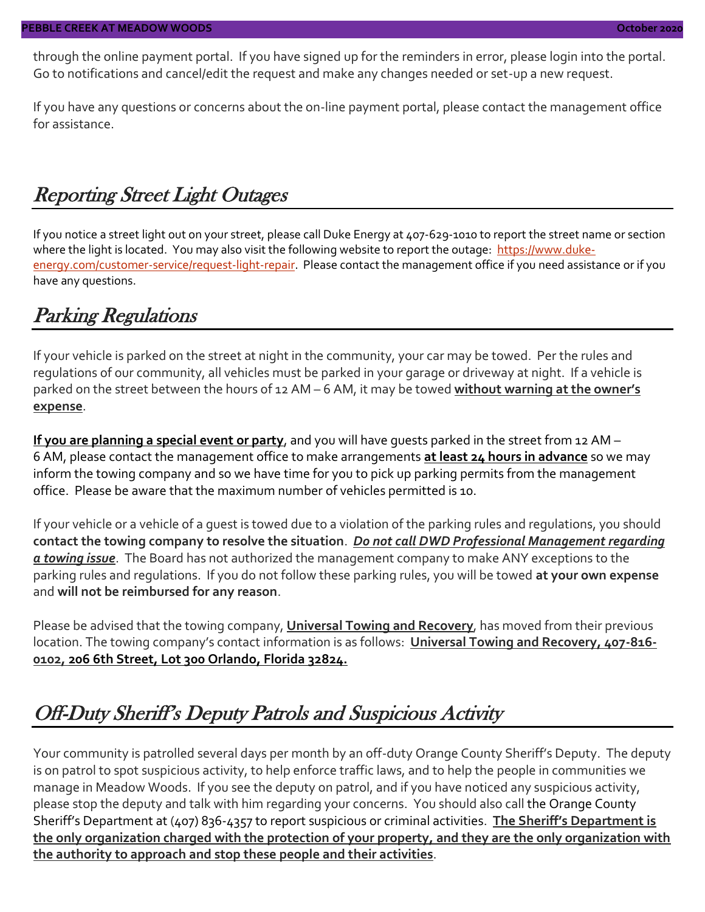through the online payment portal. If you have signed up for the reminders in error, please login into the portal. Go to notifications and cancel/edit the request and make any changes needed or set-up a new request.

If you have any questions or concerns about the on-line payment portal, please contact the management office for assistance.

## Reporting Street Light Outages

If you notice a street light out on your street, please call Duke Energy at 407-629-1010 to report the street name or section where the light is located. You may also visit the following website to report the outage: [https://www.duke-energy.com/customer-service/request-light-repair](https://www.duke-energy.com/customer-service/request-light-repair). Please contact the management office if you need assistance or if you have any questions.

## Parking Regulations

If your vehicle is parked on the street at night in the community, your car may be towed. Per the rules and regulations of our community, all vehicles must be parked in your garage or driveway at night. If a vehicle is parked on the street between the hours of 12 AM – 6 AM, it may be towed **without warning at the owner's expense**.

**If you are planning a special event or party**, and you will have guests parked in the street from 12 AM – 6 AM, please contact the management office to make arrangements **at least 24 hours in advance** so we may inform the towing company and so we have time for you to pick up parking permits from the management office. Please be aware that the maximum number of vehicles permitted is 10.

If your vehicle or a vehicle of a guest is towed due to a violation of the parking rules and regulations, you should **contact the towing company to resolve the situation**. ***Do not call DWD Professional Management regarding a towing issue***. The Board has not authorized the management company to make ANY exceptions to the parking rules and regulations. If you do not follow these parking rules, you will be towed **at your own expense** and **will not be reimbursed for any reason**.

Please be advised that the towing company, **Universal Towing and Recovery**, has moved from their previous location. The towing company's contact information is as follows: **Universal Towing and Recovery, 407-816-0102, 206 6th Street, Lot 300 Orlando, Florida 32824.**

## Off-Duty Sheriff's Deputy Patrols and Suspicious Activity

Your community is patrolled several days per month by an off-duty Orange County Sheriff's Deputy. The deputy is on patrol to spot suspicious activity, to help enforce traffic laws, and to help the people in communities we manage in Meadow Woods. If you see the deputy on patrol, and if you have noticed any suspicious activity, please stop the deputy and talk with him regarding your concerns. You should also call the Orange County Sheriff's Department at (407) 836-4357 to report suspicious or criminal activities. **The Sheriff's Department is the only organization charged with the protection of your property, and they are the only organization with the authority to approach and stop these people and their activities**.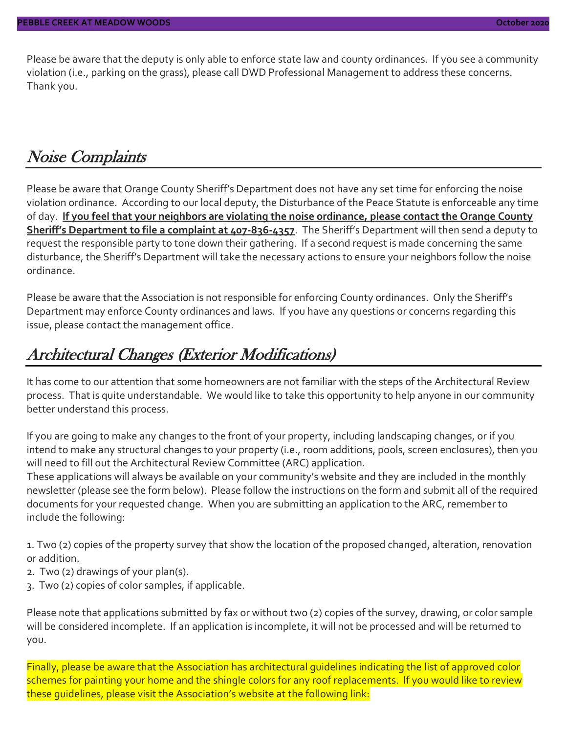Please be aware that the deputy is only able to enforce state law and county ordinances. If you see a community violation (i.e., parking on the grass), please call DWD Professional Management to address these concerns. Thank you.

## *Noise Complaints*

Please be aware that Orange County Sheriff's Department does not have any set time for enforcing the noise violation ordinance. According to our local deputy, the Disturbance of the Peace Statute is enforceable any time of day. **If you feel that your neighbors are violating the noise ordinance, please contact the Orange County Sheriff's Department to file a complaint at 407-836-4357**. The Sheriff's Department will then send a deputy to request the responsible party to tone down their gathering. If a second request is made concerning the same disturbance, the Sheriff's Department will take the necessary actions to ensure your neighbors follow the noise ordinance.

Please be aware that the Association is not responsible for enforcing County ordinances. Only the Sheriff's Department may enforce County ordinances and laws. If you have any questions or concerns regarding this issue, please contact the management office.

## *Architectural Changes (Exterior Modifications)*

It has come to our attention that some homeowners are not familiar with the steps of the Architectural Review process. That is quite understandable. We would like to take this opportunity to help anyone in our community better understand this process.

If you are going to make any changes to the front of your property, including landscaping changes, or if you intend to make any structural changes to your property (i.e., room additions, pools, screen enclosures), then you will need to fill out the Architectural Review Committee (ARC) application.
These applications will always be available on your community's website and they are included in the monthly newsletter (please see the form below). Please follow the instructions on the form and submit all of the required documents for your requested change. When you are submitting an application to the ARC, remember to include the following:

1. Two (2) copies of the property survey that show the location of the proposed changed, alteration, renovation or addition.
2. Two (2) drawings of your plan(s).
3. Two (2) copies of color samples, if applicable.

Please note that applications submitted by fax or without two (2) copies of the survey, drawing, or color sample will be considered incomplete. If an application is incomplete, it will not be processed and will be returned to you.

Finally, please be aware that the Association has architectural guidelines indicating the list of approved color schemes for painting your home and the shingle colors for any roof replacements. If you would like to review these guidelines, please visit the Association's website at the following link: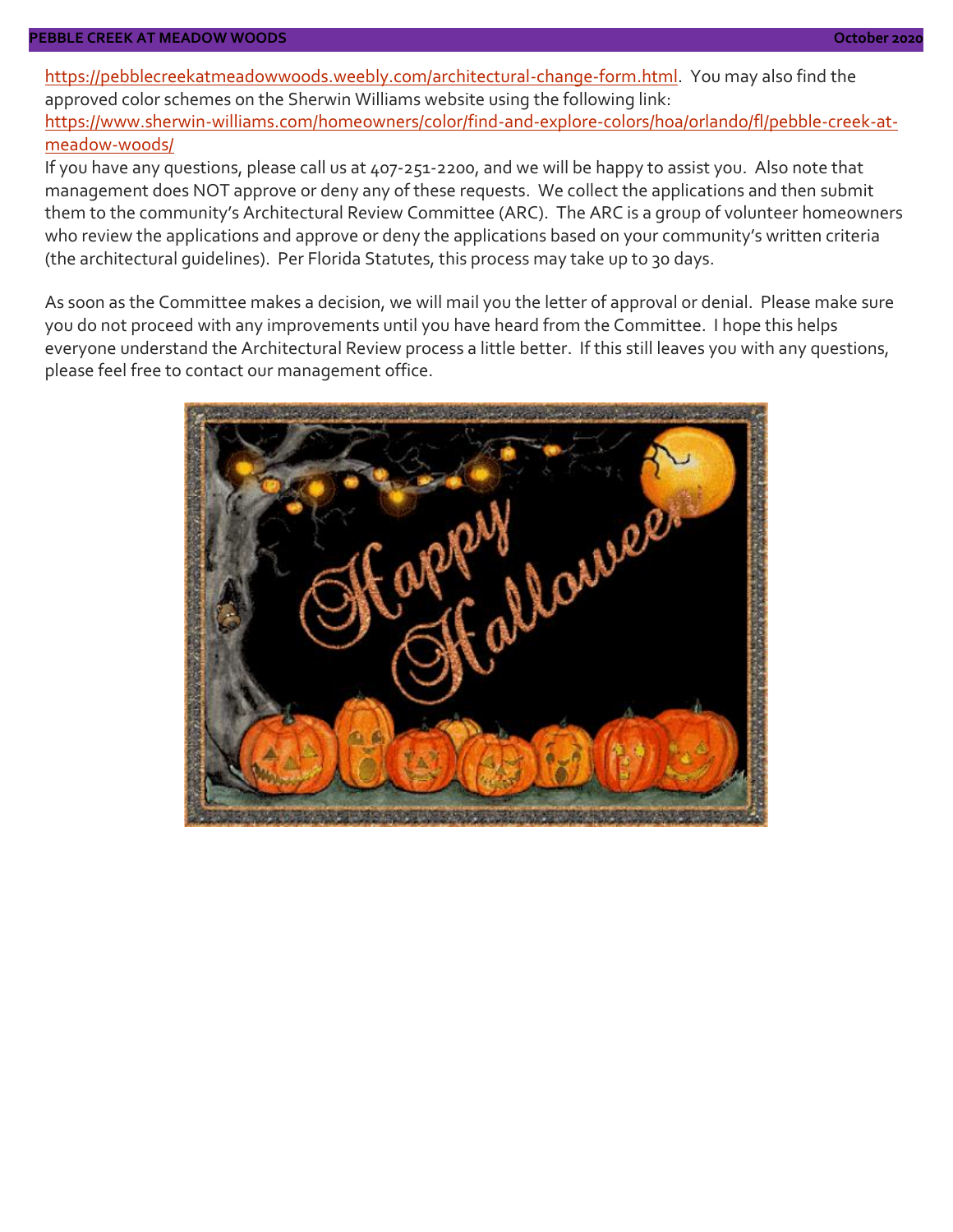https://pebblecreekatmeadowwoods.weebly.com/architectural-change-form.html. You may also find the approved color schemes on the Sherwin Williams website using the following link: https://www.sherwin-williams.com/homeowners/color/find-and-explore-colors/hoa/orlando/fl/pebble-creek-at-meadow-woods/

If you have any questions, please call us at 407-251-2200, and we will be happy to assist you. Also note that management does NOT approve or deny any of these requests. We collect the applications and then submit them to the community's Architectural Review Committee (ARC). The ARC is a group of volunteer homeowners who review the applications and approve or deny the applications based on your community's written criteria (the architectural guidelines). Per Florida Statutes, this process may take up to 30 days.

As soon as the Committee makes a decision, we will mail you the letter of approval or denial. Please make sure you do not proceed with any improvements until you have heard from the Committee. I hope this helps everyone understand the Architectural Review process a little better. If this still leaves you with any questions, please feel free to contact our management office.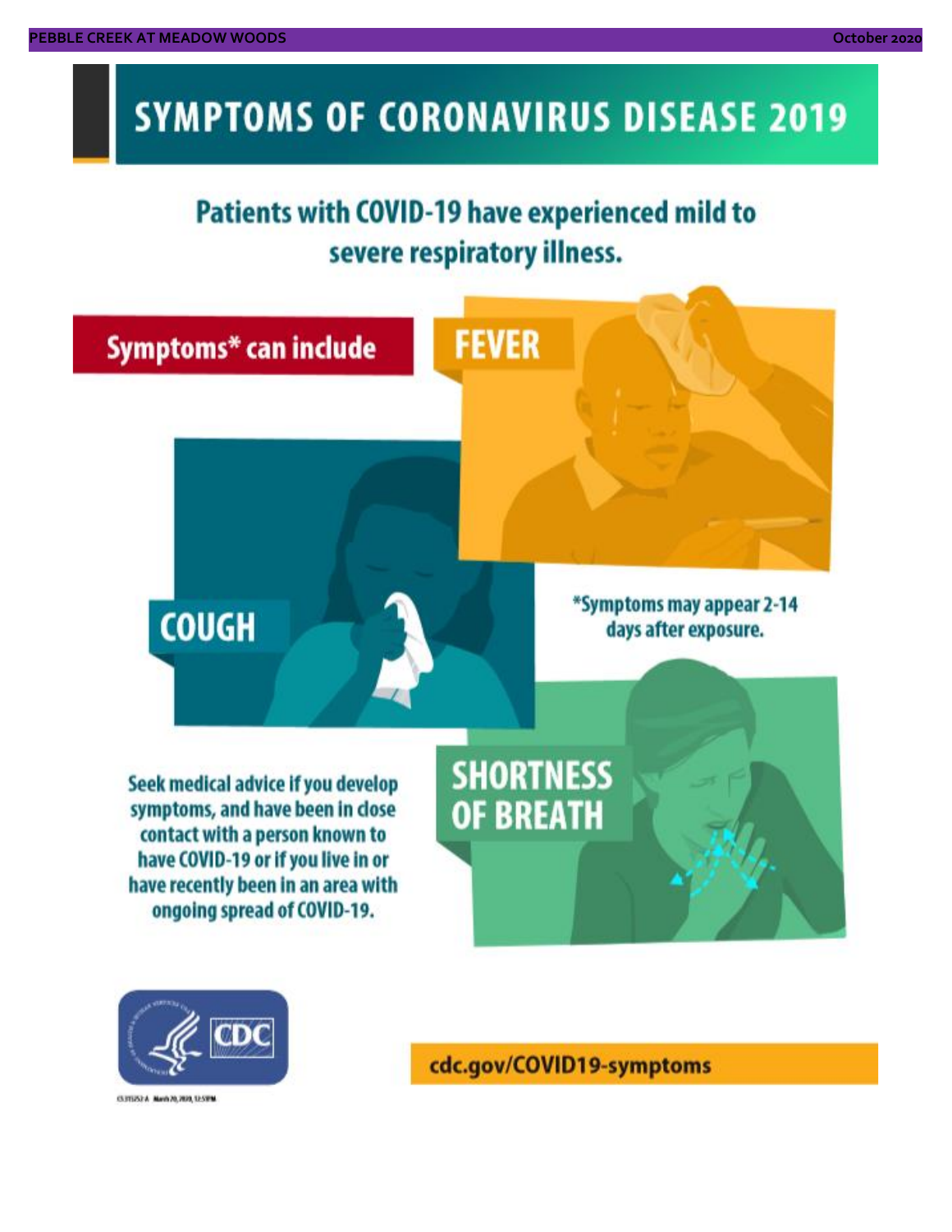# SYMPTOMS OF CORONAVIRUS DISEASE 2019

## Patients with COVID-19 have experienced mild to severe respiratory illness.

**Symptoms* can include**

**FEVER**

**COUGH**

**SHORTNESS OF BREATH**

*Symptoms may appear 2-14 days after exposure.

Seek medical advice if you develop symptoms, and have been in close contact with a person known to have COVID-19 or if you live in or have recently been in an area with ongoing spread of COVID-19.

CDC

cdc.gov/COVID19-symptoms

CS 315252-A March 20, 2020, 12:59 PM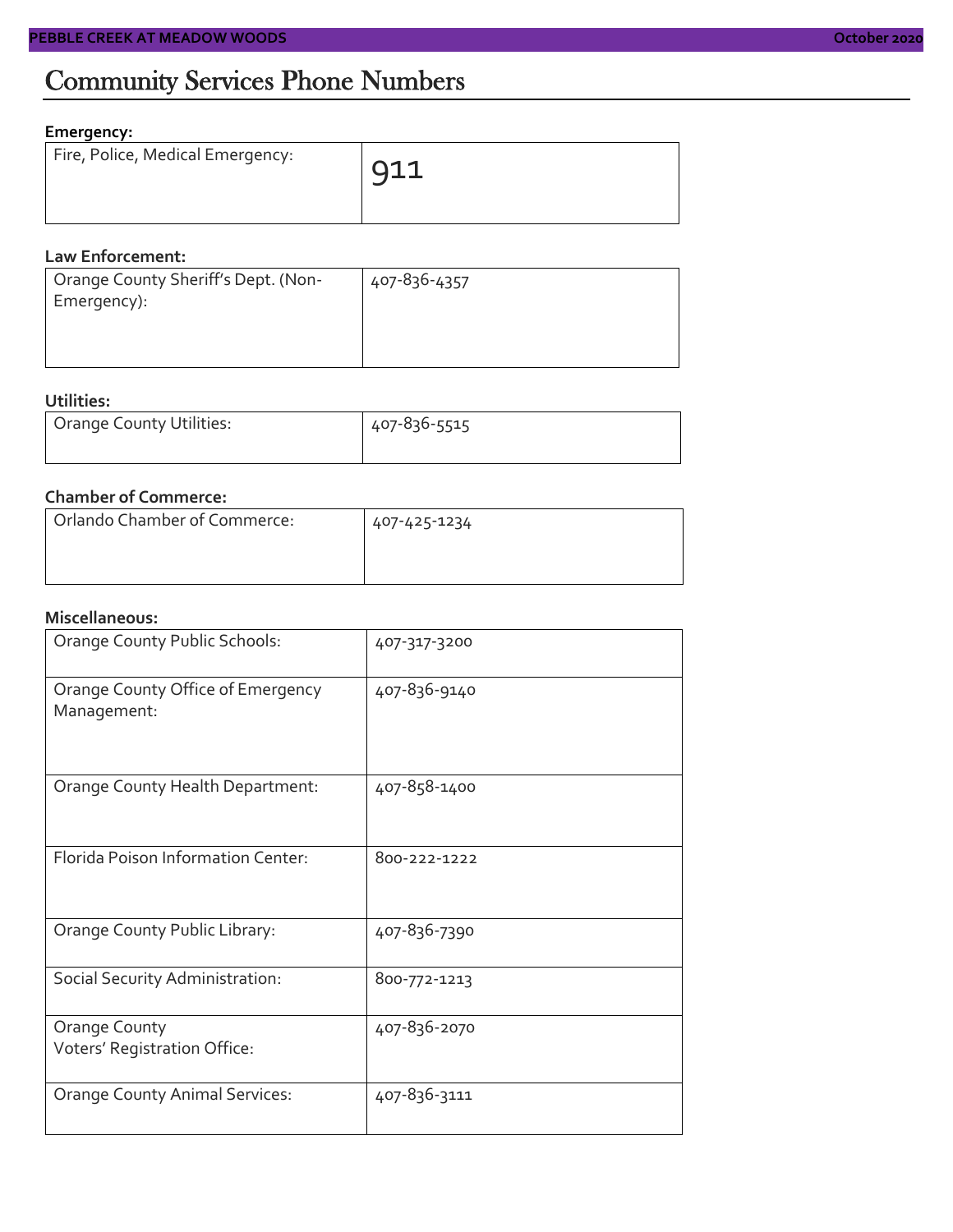# Community Services Phone Numbers

**Emergency:**

| | |
|---|---|
| Fire, Police, Medical Emergency: | 911 |

**Law Enforcement:**

| | |
|---|---|
| Orange County Sheriff's Dept. (Non-Emergency): | 407-836-4357 |

**Utilities:**

| | |
|---|---|
| Orange County Utilities: | 407-836-5515 |

**Chamber of Commerce:**

| | |
|---|---|
| Orlando Chamber of Commerce: | 407-425-1234 |

**Miscellaneous:**

| | |
|---|---|
| Orange County Public Schools: | 407-317-3200 |
| Orange County Office of Emergency Management: | 407-836-9140 |
| Orange County Health Department: | 407-858-1400 |
| Florida Poison Information Center: | 800-222-1222 |
| Orange County Public Library: | 407-836-7390 |
| Social Security Administration: | 800-772-1213 |
| Orange County Voters' Registration Office: | 407-836-2070 |
| Orange County Animal Services: | 407-836-3111 |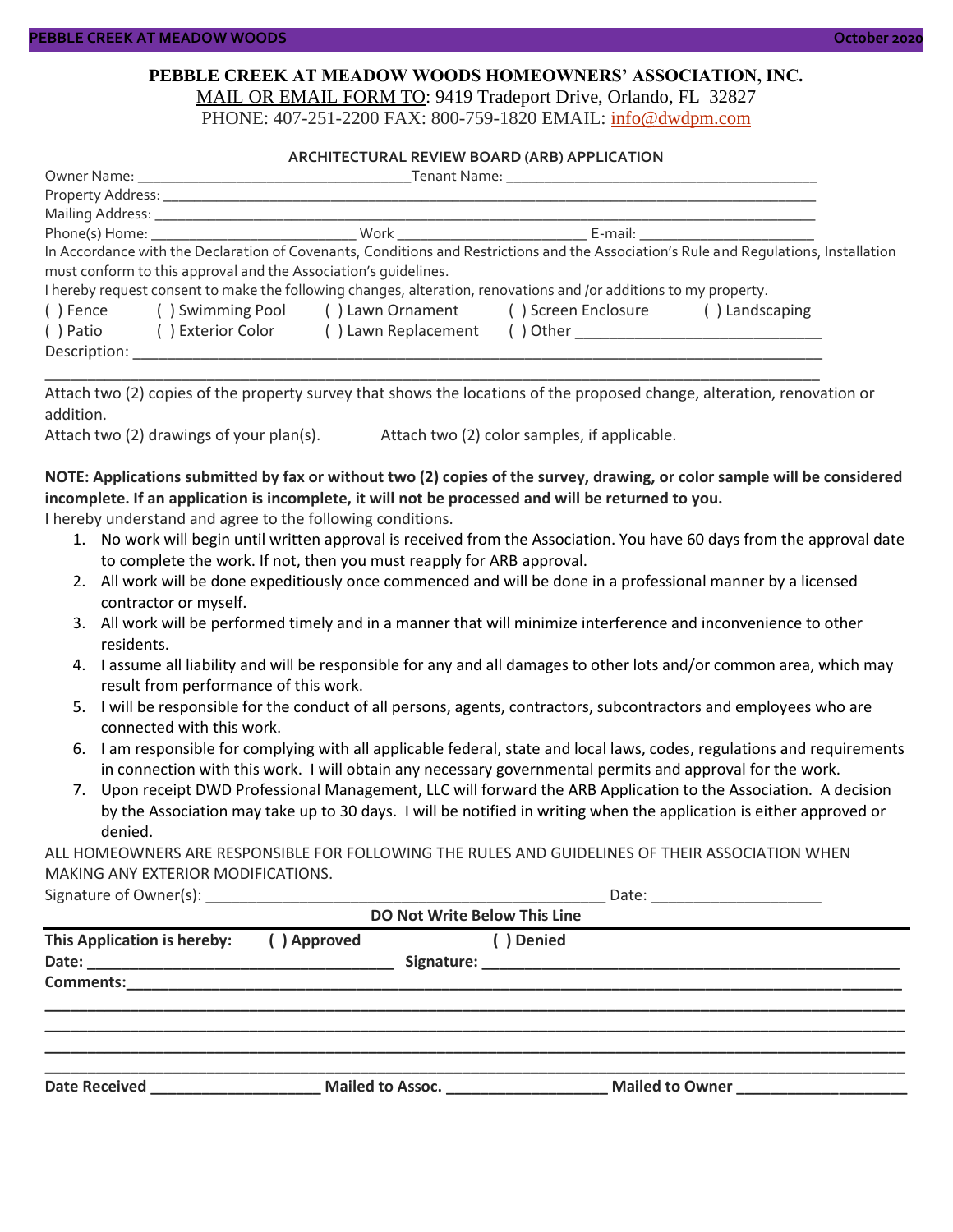**PEBBLE CREEK AT MEADOW WOODS HOMEOWNERS' ASSOCIATION, INC.**

MAIL OR EMAIL FORM TO: 9419 Tradeport Drive, Orlando, FL 32827

PHONE: 407-251-2200 FAX: 800-759-1820 EMAIL: info@dwdpm.com

**ARCHITECTURAL REVIEW BOARD (ARB) APPLICATION**

Owner Name: ___________________________________ Tenant Name: _______________________________________

Property Address: ___________________________________________________________________________________

Mailing Address: ____________________________________________________________________________________

Phone(s) Home: __________________________ Work _________________________ E-mail: ______________________

In Accordance with the Declaration of Covenants, Conditions and Restrictions and the Association's Rule and Regulations, Installation must conform to this approval and the Association's guidelines.

I hereby request consent to make the following changes, alteration, renovations and /or additions to my property.

( ) Fence ( ) Swimming Pool ( ) Lawn Ornament ( ) Screen Enclosure ( ) Landscaping

( ) Patio ( ) Exterior Color ( ) Lawn Replacement ( ) Other ______________________________

Description: ________________________________________________________________________________________

_____________________________________________________________________________________________________

Attach two (2) copies of the property survey that shows the locations of the proposed change, alteration, renovation or addition.

Attach two (2) drawings of your plan(s). Attach two (2) color samples, if applicable.

**NOTE: Applications submitted by fax or without two (2) copies of the survey, drawing, or color sample will be considered incomplete. If an application is incomplete, it will not be processed and will be returned to you.**

I hereby understand and agree to the following conditions.

1. No work will begin until written approval is received from the Association. You have 60 days from the approval date to complete the work. If not, then you must reapply for ARB approval.
2. All work will be done expeditiously once commenced and will be done in a professional manner by a licensed contractor or myself.
3. All work will be performed timely and in a manner that will minimize interference and inconvenience to other residents.
4. I assume all liability and will be responsible for any and all damages to other lots and/or common area, which may result from performance of this work.
5. I will be responsible for the conduct of all persons, agents, contractors, subcontractors and employees who are connected with this work.
6. I am responsible for complying with all applicable federal, state and local laws, codes, regulations and requirements in connection with this work. I will obtain any necessary governmental permits and approval for the work.
7. Upon receipt DWD Professional Management, LLC will forward the ARB Application to the Association. A decision by the Association may take up to 30 days. I will be notified in writing when the application is either approved or denied.

ALL HOMEOWNERS ARE RESPONSIBLE FOR FOLLOWING THE RULES AND GUIDELINES OF THEIR ASSOCIATION WHEN MAKING ANY EXTERIOR MODIFICATIONS.

Signature of Owner(s): ________________________________________________ Date: ____________________

**DO Not Write Below This Line**

**This Application is hereby: ( ) Approved ( ) Denied**

**Date:** ___________________________________ **Signature:** ____________________________________________________

**Comments:**_________________________________________________________________________________________________

_____________________________________________________________________________________________________________

_____________________________________________________________________________________________________________

_____________________________________________________________________________________________________________

_____________________________________________________________________________________________________________

**Date Received** ____________________ **Mailed to Assoc.** ___________________ **Mailed to Owner** ____________________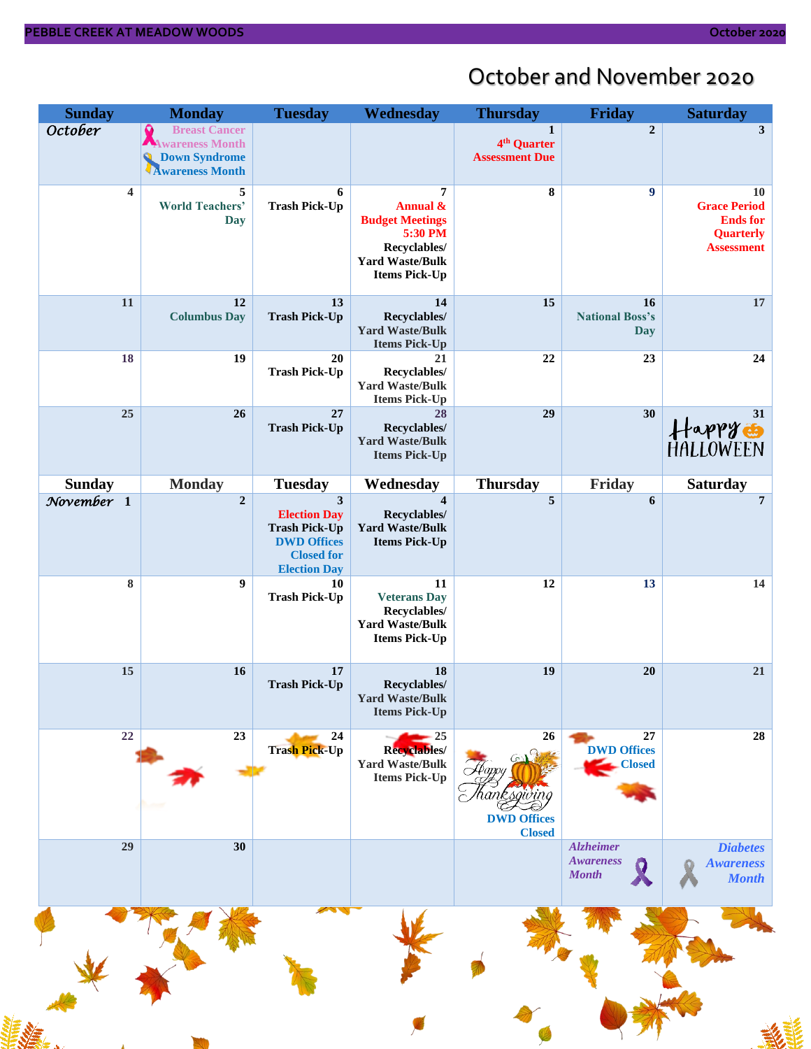# October and November 2020

| Sunday | Monday | Tuesday | Wednesday | Thursday | Friday | Saturday |
|---|---|---|---|---|---|---|
| October | Breast Cancer Awareness Month Down Syndrome Awareness Month | | | 1 4th Quarter Assessment Due | 2 | 3 |
| 4 | 5 World Teachers' Day | 6 Trash Pick-Up | 7 Annual & Budget Meetings 5:30 PM Recyclables/ Yard Waste/Bulk Items Pick-Up | 8 | 9 | 10 Grace Period Ends for Quarterly Assessment |
| 11 | 12 Columbus Day | 13 Trash Pick-Up | 14 Recyclables/ Yard Waste/Bulk Items Pick-Up | 15 | 16 National Boss's Day | 17 |
| 18 | 19 | 20 Trash Pick-Up | 21 Recyclables/ Yard Waste/Bulk Items Pick-Up | 22 | 23 | 24 |
| 25 | 26 | 27 Trash Pick-Up | 28 Recyclables/ Yard Waste/Bulk Items Pick-Up | 29 | 30 | 31 Happy HALLOWEEN |
| **Sunday** | **Monday** | **Tuesday** | **Wednesday** | **Thursday** | **Friday** | **Saturday** |
| November 1 | 2 | 3 Election Day Trash Pick-Up DWD Offices Closed for Election Day | 4 Recyclables/ Yard Waste/Bulk Items Pick-Up | 5 | 6 | 7 |
| 8 | 9 | 10 Trash Pick-Up | 11 Veterans Day Recyclables/ Yard Waste/Bulk Items Pick-Up | 12 | 13 | 14 |
| 15 | 16 | 17 Trash Pick-Up | 18 Recyclables/ Yard Waste/Bulk Items Pick-Up | 19 | 20 | 21 |
| 22 | 23 | 24 Trash Pick-Up | 25 Recyclables/ Yard Waste/Bulk Items Pick-Up | 26 Happy Thanksgiving DWD Offices Closed | 27 DWD Offices Closed | 28 |
| 29 | 30 | | | | *Alzheimer Awareness Month* | *Diabetes Awareness Month* |